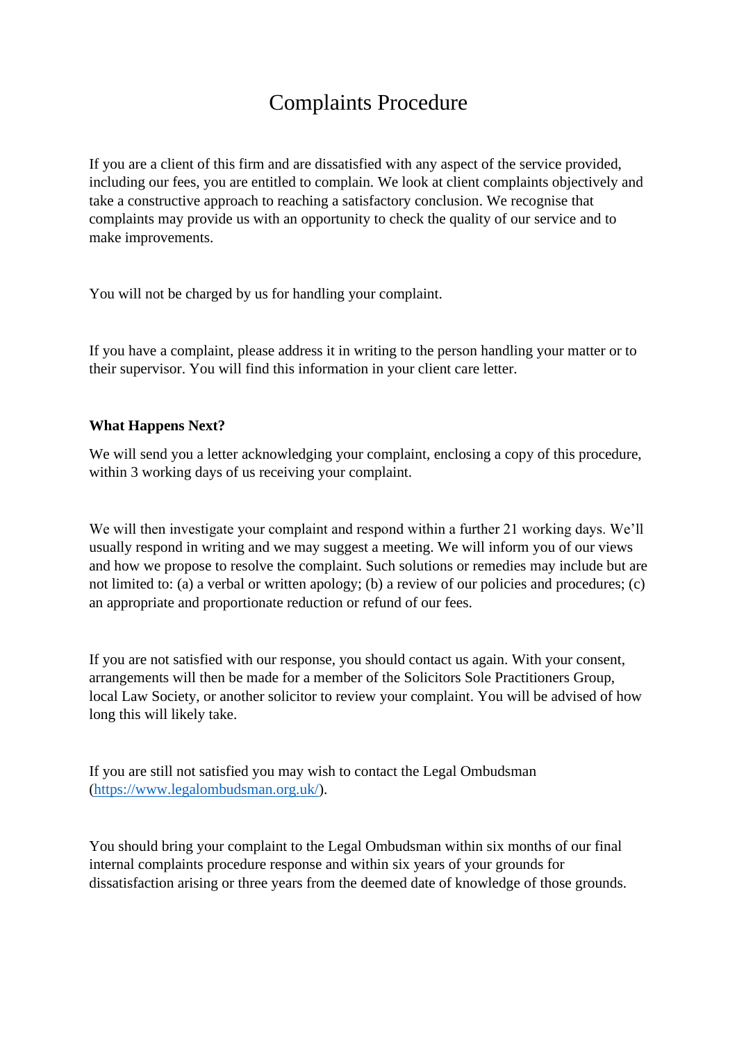# Complaints Procedure

If you are a client of this firm and are dissatisfied with any aspect of the service provided, including our fees, you are entitled to complain. We look at client complaints objectively and take a constructive approach to reaching a satisfactory conclusion. We recognise that complaints may provide us with an opportunity to check the quality of our service and to make improvements.

You will not be charged by us for handling your complaint.

If you have a complaint, please address it in writing to the person handling your matter or to their supervisor. You will find this information in your client care letter.

**What Happens Next?**

We will send you a letter acknowledging your complaint, enclosing a copy of this procedure, within 3 working days of us receiving your complaint.

We will then investigate your complaint and respond within a further 21 working days. We'll usually respond in writing and we may suggest a meeting. We will inform you of our views and how we propose to resolve the complaint. Such solutions or remedies may include but are not limited to: (a) a verbal or written apology; (b) a review of our policies and procedures; (c) an appropriate and proportionate reduction or refund of our fees.

If you are not satisfied with our response, you should contact us again. With your consent, arrangements will then be made for a member of the Solicitors Sole Practitioners Group, local Law Society, or another solicitor to review your complaint. You will be advised of how long this will likely take.

If you are still not satisfied you may wish to contact the Legal Ombudsman ([https://www.legalombudsman.org.uk/](https://www.legalombudsman.org.uk/)).

You should bring your complaint to the Legal Ombudsman within six months of our final internal complaints procedure response and within six years of your grounds for dissatisfaction arising or three years from the deemed date of knowledge of those grounds.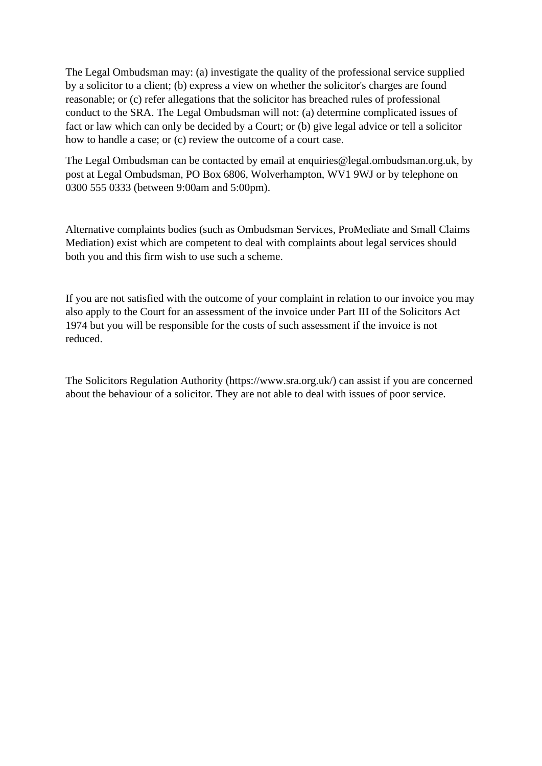The Legal Ombudsman may: (a) investigate the quality of the professional service supplied by a solicitor to a client; (b) express a view on whether the solicitor's charges are found reasonable; or (c) refer allegations that the solicitor has breached rules of professional conduct to the SRA. The Legal Ombudsman will not: (a) determine complicated issues of fact or law which can only be decided by a Court; or (b) give legal advice or tell a solicitor how to handle a case; or (c) review the outcome of a court case.

The Legal Ombudsman can be contacted by email at enquiries@legal.ombudsman.org.uk, by post at Legal Ombudsman, PO Box 6806, Wolverhampton, WV1 9WJ or by telephone on 0300 555 0333 (between 9:00am and 5:00pm).

Alternative complaints bodies (such as Ombudsman Services, ProMediate and Small Claims Mediation) exist which are competent to deal with complaints about legal services should both you and this firm wish to use such a scheme.

If you are not satisfied with the outcome of your complaint in relation to our invoice you may also apply to the Court for an assessment of the invoice under Part III of the Solicitors Act 1974 but you will be responsible for the costs of such assessment if the invoice is not reduced.

The Solicitors Regulation Authority (https://www.sra.org.uk/) can assist if you are concerned about the behaviour of a solicitor. They are not able to deal with issues of poor service.